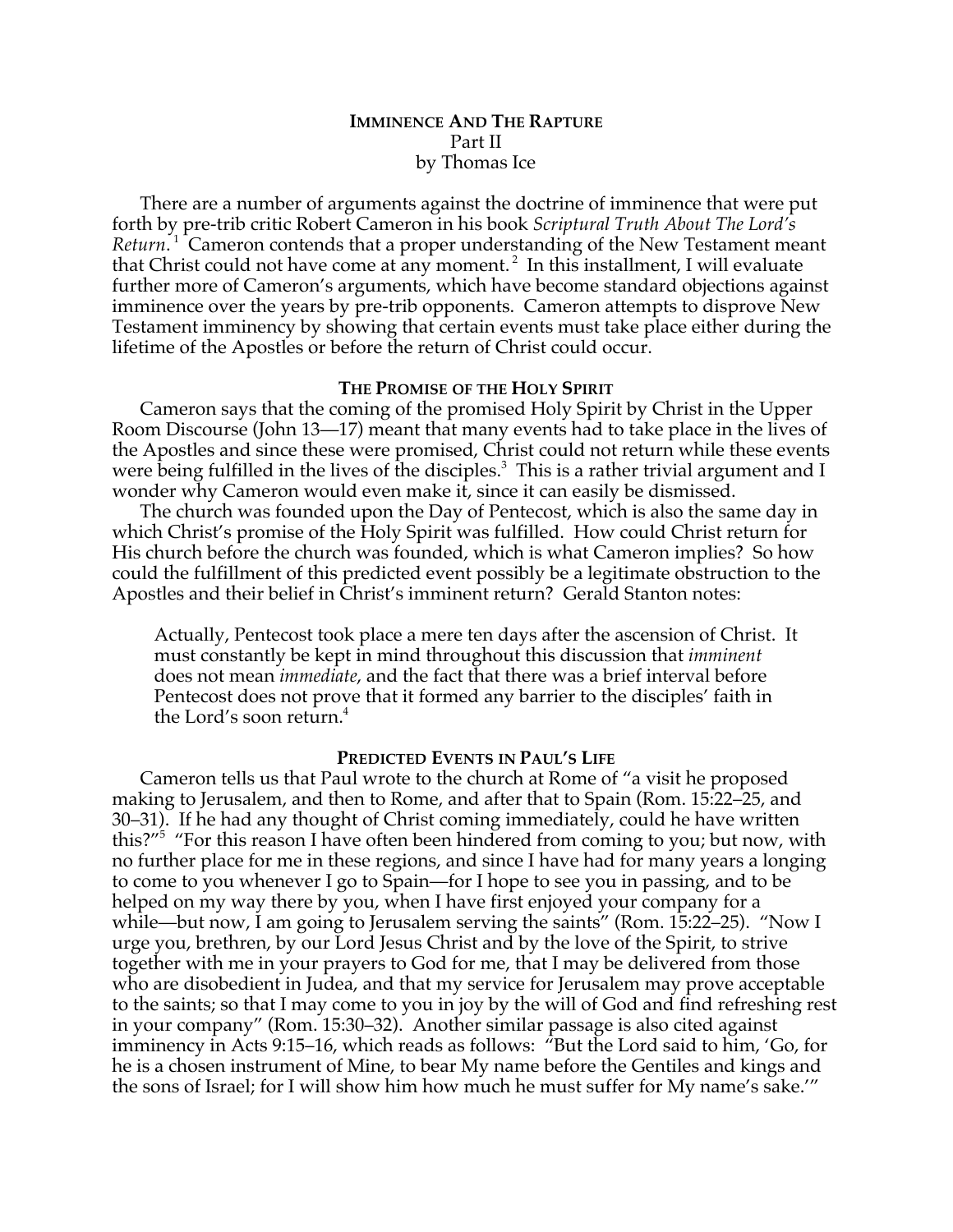# IMMINENCE AND THE RAPTURE

Part II

by Thomas Ice

There are a number of arguments against the doctrine of imminence that were put forth by pre-trib critic Robert Cameron in his book *Scriptural Truth About The Lord's Return*.[1] Cameron contends that a proper understanding of the New Testament meant that Christ could not have come at any moment.[2] In this installment, I will evaluate further more of Cameron's arguments, which have become standard objections against imminence over the years by pre-trib opponents. Cameron attempts to disprove New Testament imminency by showing that certain events must take place either during the lifetime of the Apostles or before the return of Christ could occur.

## THE PROMISE OF THE HOLY SPIRIT

Cameron says that the coming of the promised Holy Spirit by Christ in the Upper Room Discourse (John 13—17) meant that many events had to take place in the lives of the Apostles and since these were promised, Christ could not return while these events were being fulfilled in the lives of the disciples.[3] This is a rather trivial argument and I wonder why Cameron would even make it, since it can easily be dismissed.

The church was founded upon the Day of Pentecost, which is also the same day in which Christ's promise of the Holy Spirit was fulfilled. How could Christ return for His church before the church was founded, which is what Cameron implies? So how could the fulfillment of this predicted event possibly be a legitimate obstruction to the Apostles and their belief in Christ's imminent return? Gerald Stanton notes:

> Actually, Pentecost took place a mere ten days after the ascension of Christ. It must constantly be kept in mind throughout this discussion that *imminent* does not mean *immediate*, and the fact that there was a brief interval before Pentecost does not prove that it formed any barrier to the disciples' faith in the Lord's soon return.[4]

## PREDICTED EVENTS IN PAUL'S LIFE

Cameron tells us that Paul wrote to the church at Rome of "a visit he proposed making to Jerusalem, and then to Rome, and after that to Spain (Rom. 15:22–25, and 30–31). If he had any thought of Christ coming immediately, could he have written this?"[5] "For this reason I have often been hindered from coming to you; but now, with no further place for me in these regions, and since I have had for many years a longing to come to you whenever I go to Spain—for I hope to see you in passing, and to be helped on my way there by you, when I have first enjoyed your company for a while—but now, I am going to Jerusalem serving the saints" (Rom. 15:22–25). "Now I urge you, brethren, by our Lord Jesus Christ and by the love of the Spirit, to strive together with me in your prayers to God for me, that I may be delivered from those who are disobedient in Judea, and that my service for Jerusalem may prove acceptable to the saints; so that I may come to you in joy by the will of God and find refreshing rest in your company" (Rom. 15:30–32). Another similar passage is also cited against imminency in Acts 9:15–16, which reads as follows: "But the Lord said to him, 'Go, for he is a chosen instrument of Mine, to bear My name before the Gentiles and kings and the sons of Israel; for I will show him how much he must suffer for My name's sake.'"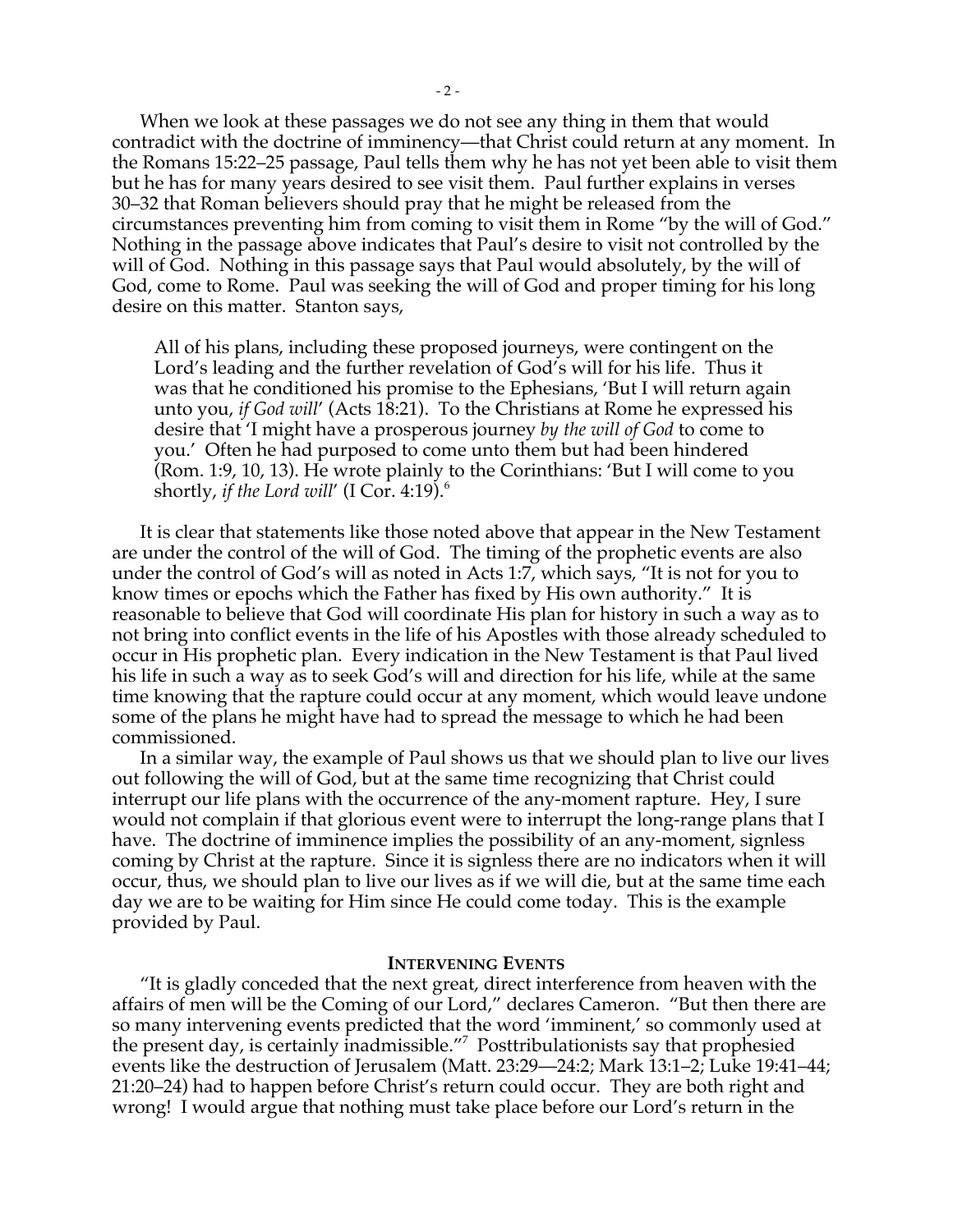When we look at these passages we do not see any thing in them that would contradict with the doctrine of imminency—that Christ could return at any moment. In the Romans 15:22–25 passage, Paul tells them why he has not yet been able to visit them but he has for many years desired to see visit them. Paul further explains in verses 30–32 that Roman believers should pray that he might be released from the circumstances preventing him from coming to visit them in Rome "by the will of God." Nothing in the passage above indicates that Paul's desire to visit not controlled by the will of God. Nothing in this passage says that Paul would absolutely, by the will of God, come to Rome. Paul was seeking the will of God and proper timing for his long desire on this matter. Stanton says,

> All of his plans, including these proposed journeys, were contingent on the Lord's leading and the further revelation of God's will for his life. Thus it was that he conditioned his promise to the Ephesians, 'But I will return again unto you, *if God will*' (Acts 18:21). To the Christians at Rome he expressed his desire that 'I might have a prosperous journey *by the will of God* to come to you.' Often he had purposed to come unto them but had been hindered (Rom. 1:9, 10, 13). He wrote plainly to the Corinthians: 'But I will come to you shortly, *if the Lord will*' (I Cor. 4:19).[6]

It is clear that statements like those noted above that appear in the New Testament are under the control of the will of God. The timing of the prophetic events are also under the control of God's will as noted in Acts 1:7, which says, "It is not for you to know times or epochs which the Father has fixed by His own authority." It is reasonable to believe that God will coordinate His plan for history in such a way as to not bring into conflict events in the life of his Apostles with those already scheduled to occur in His prophetic plan. Every indication in the New Testament is that Paul lived his life in such a way as to seek God's will and direction for his life, while at the same time knowing that the rapture could occur at any moment, which would leave undone some of the plans he might have had to spread the message to which he had been commissioned.

In a similar way, the example of Paul shows us that we should plan to live our lives out following the will of God, but at the same time recognizing that Christ could interrupt our life plans with the occurrence of the any-moment rapture. Hey, I sure would not complain if that glorious event were to interrupt the long-range plans that I have. The doctrine of imminence implies the possibility of an any-moment, signless coming by Christ at the rapture. Since it is signless there are no indicators when it will occur, thus, we should plan to live our lives as if we will die, but at the same time each day we are to be waiting for Him since He could come today. This is the example provided by Paul.

## INTERVENING EVENTS

"It is gladly conceded that the next great, direct interference from heaven with the affairs of men will be the Coming of our Lord," declares Cameron. "But then there are so many intervening events predicted that the word 'imminent,' so commonly used at the present day, is certainly inadmissible."[7] Posttribulationists say that prophesied events like the destruction of Jerusalem (Matt. 23:29—24:2; Mark 13:1–2; Luke 19:41–44; 21:20–24) had to happen before Christ's return could occur. They are both right and wrong! I would argue that nothing must take place before our Lord's return in the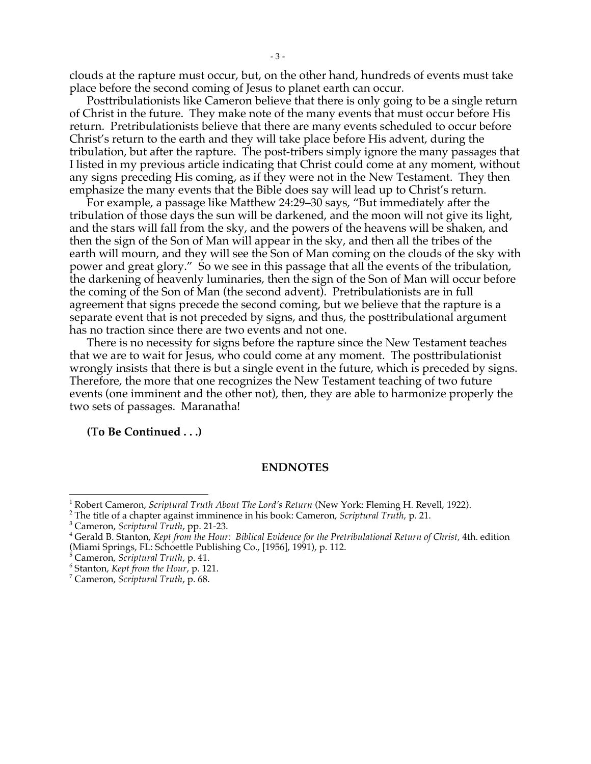clouds at the rapture must occur, but, on the other hand, hundreds of events must take place before the second coming of Jesus to planet earth can occur.

Posttribulationists like Cameron believe that there is only going to be a single return of Christ in the future. They make note of the many events that must occur before His return. Pretribulationists believe that there are many events scheduled to occur before Christ's return to the earth and they will take place before His advent, during the tribulation, but after the rapture. The post-tribers simply ignore the many passages that I listed in my previous article indicating that Christ could come at any moment, without any signs preceding His coming, as if they were not in the New Testament. They then emphasize the many events that the Bible does say will lead up to Christ's return.

For example, a passage like Matthew 24:29–30 says, "But immediately after the tribulation of those days the sun will be darkened, and the moon will not give its light, and the stars will fall from the sky, and the powers of the heavens will be shaken, and then the sign of the Son of Man will appear in the sky, and then all the tribes of the earth will mourn, and they will see the Son of Man coming on the clouds of the sky with power and great glory." So we see in this passage that all the events of the tribulation, the darkening of heavenly luminaries, then the sign of the Son of Man will occur before the coming of the Son of Man (the second advent). Pretribulationists are in full agreement that signs precede the second coming, but we believe that the rapture is a separate event that is not preceded by signs, and thus, the posttribulational argument has no traction since there are two events and not one.

There is no necessity for signs before the rapture since the New Testament teaches that we are to wait for Jesus, who could come at any moment. The posttribulationist wrongly insists that there is but a single event in the future, which is preceded by signs. Therefore, the more that one recognizes the New Testament teaching of two future events (one imminent and the other not), then, they are able to harmonize properly the two sets of passages. Maranatha!

**(To Be Continued . . .)**

## ENDNOTES

[1] Robert Cameron, *Scriptural Truth About The Lord's Return* (New York: Fleming H. Revell, 1922).

[2] The title of a chapter against imminence in his book: Cameron, *Scriptural Truth*, p. 21.

[3] Cameron, *Scriptural Truth*, pp. 21-23.

[4] Gerald B. Stanton, *Kept from the Hour: Biblical Evidence for the Pretribulational Return of Christ*, 4th. edition (Miami Springs, FL: Schoettle Publishing Co., [1956], 1991), p. 112.

[5] Cameron, *Scriptural Truth*, p. 41.

[6] Stanton, *Kept from the Hour*, p. 121.

[7] Cameron, *Scriptural Truth*, p. 68.